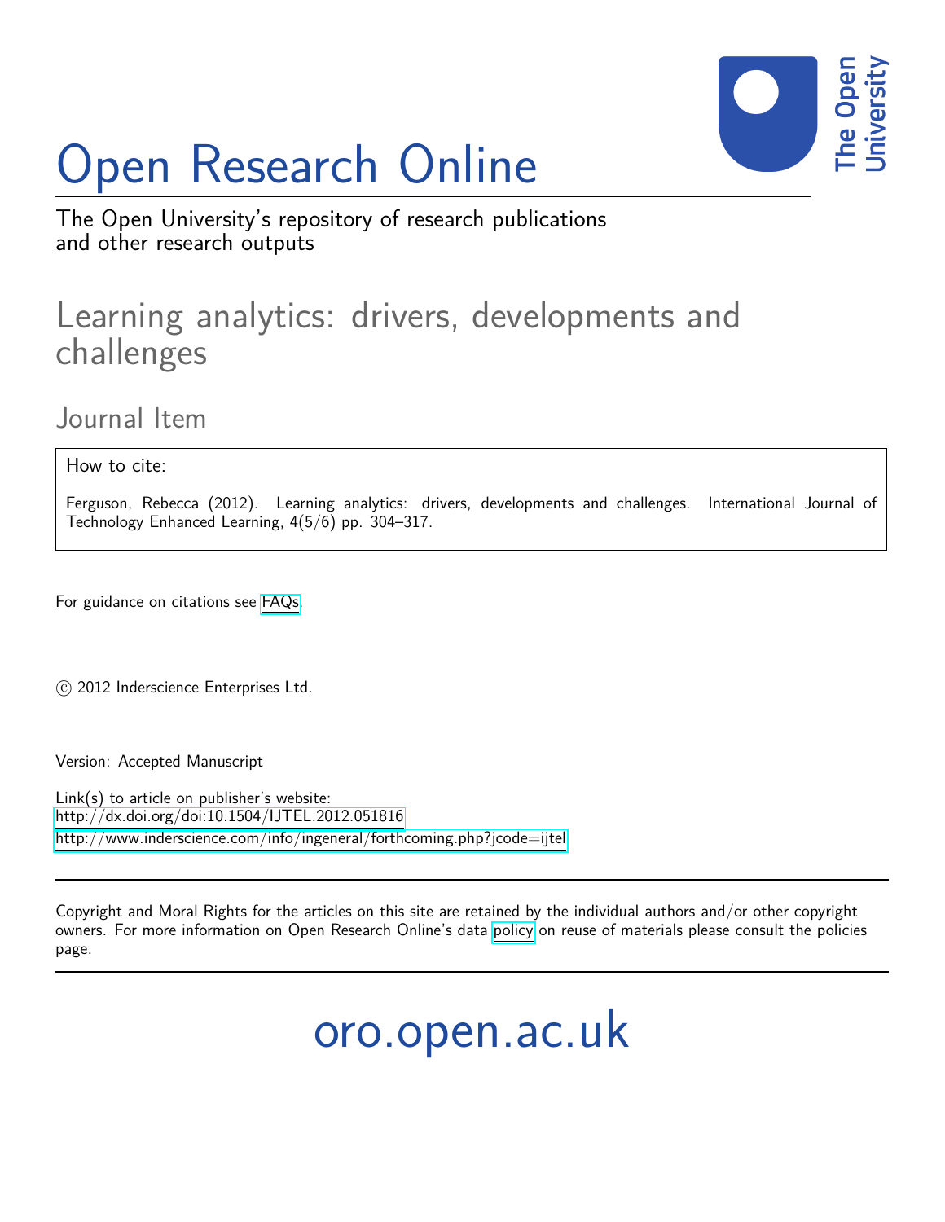# Open Research Online

The Open University's repository of research publications and other research outputs

## Learning analytics: drivers, developments and challenges

### Journal Item

How to cite:

Ferguson, Rebecca (2012). Learning analytics: drivers, developments and challenges. International Journal of Technology Enhanced Learning, 4(5/6) pp. 304–317.

For guidance on citations see FAQs.

© 2012 Inderscience Enterprises Ltd.

Version: Accepted Manuscript

Link(s) to article on publisher's website:
http://dx.doi.org/doi:10.1504/IJTEL.2012.051816
http://www.inderscience.com/info/ingeneral/forthcoming.php?jcode=ijtel

Copyright and Moral Rights for the articles on this site are retained by the individual authors and/or other copyright owners. For more information on Open Research Online's data policy on reuse of materials please consult the policies page.

oro.open.ac.uk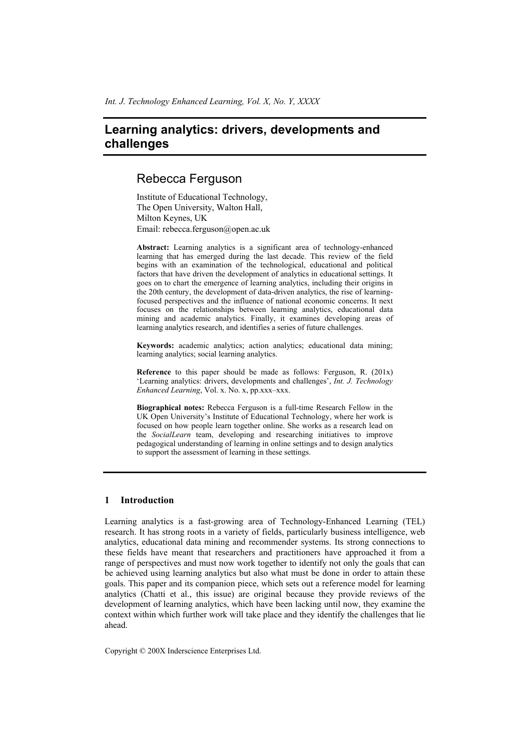# Learning analytics: drivers, developments and challenges

## Rebecca Ferguson

Institute of Educational Technology,
The Open University, Walton Hall,
Milton Keynes, UK
Email: rebecca.ferguson@open.ac.uk

**Abstract:** Learning analytics is a significant area of technology-enhanced learning that has emerged during the last decade. This review of the field begins with an examination of the technological, educational and political factors that have driven the development of analytics in educational settings. It goes on to chart the emergence of learning analytics, including their origins in the 20th century, the development of data-driven analytics, the rise of learning-focused perspectives and the influence of national economic concerns. It next focuses on the relationships between learning analytics, educational data mining and academic analytics. Finally, it examines developing areas of learning analytics research, and identifies a series of future challenges.

**Keywords:** academic analytics; action analytics; educational data mining; learning analytics; social learning analytics.

**Reference** to this paper should be made as follows: Ferguson, R. (201x) 'Learning analytics: drivers, developments and challenges', *Int. J. Technology Enhanced Learning*, Vol. x. No. x, pp.xxx–xxx.

**Biographical notes:** Rebecca Ferguson is a full-time Research Fellow in the UK Open University's Institute of Educational Technology, where her work is focused on how people learn together online. She works as a research lead on the *SocialLearn* team, developing and researching initiatives to improve pedagogical understanding of learning in online settings and to design analytics to support the assessment of learning in these settings.

## 1 Introduction

Learning analytics is a fast-growing area of Technology-Enhanced Learning (TEL) research. It has strong roots in a variety of fields, particularly business intelligence, web analytics, educational data mining and recommender systems. Its strong connections to these fields have meant that researchers and practitioners have approached it from a range of perspectives and must now work together to identify not only the goals that can be achieved using learning analytics but also what must be done in order to attain these goals. This paper and its companion piece, which sets out a reference model for learning analytics (Chatti et al., this issue) are original because they provide reviews of the development of learning analytics, which have been lacking until now, they examine the context within which further work will take place and they identify the challenges that lie ahead.

Copyright © 200X Inderscience Enterprises Ltd.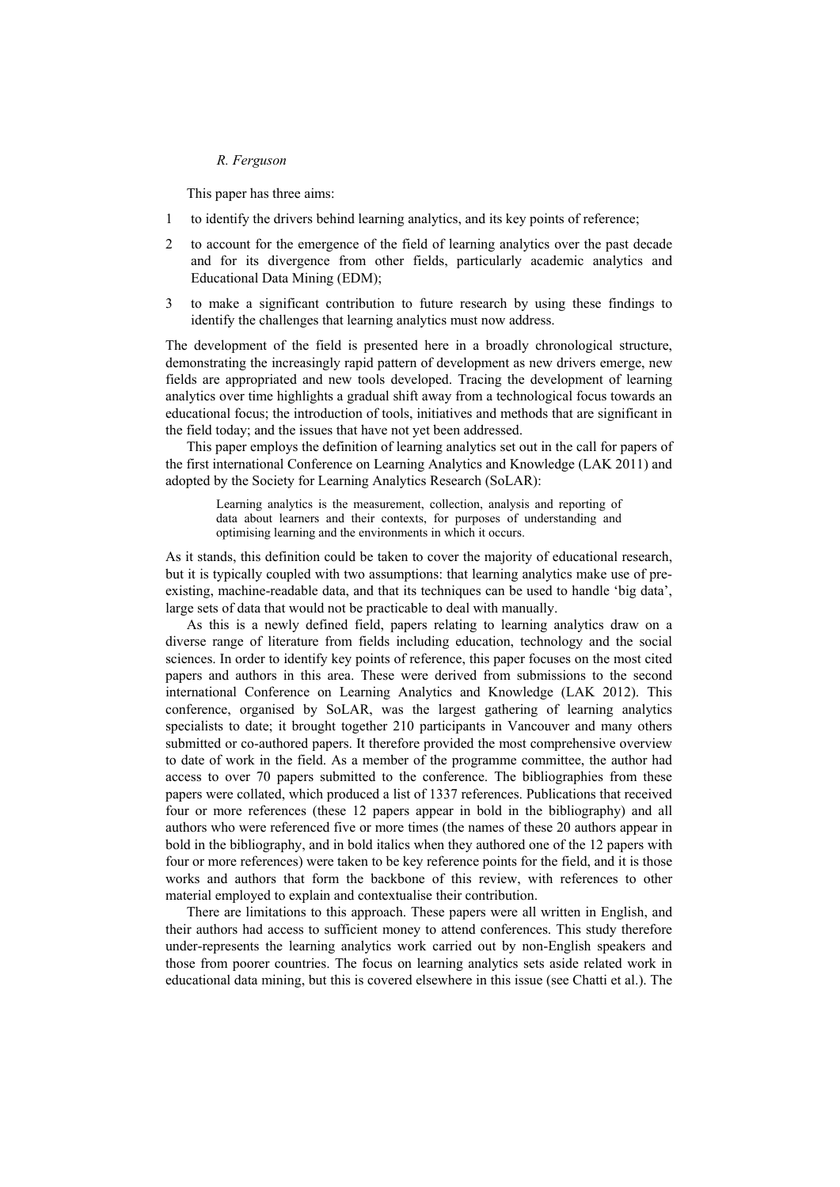This paper has three aims:

1. to identify the drivers behind learning analytics, and its key points of reference;
2. to account for the emergence of the field of learning analytics over the past decade and for its divergence from other fields, particularly academic analytics and Educational Data Mining (EDM);
3. to make a significant contribution to future research by using these findings to identify the challenges that learning analytics must now address.

The development of the field is presented here in a broadly chronological structure, demonstrating the increasingly rapid pattern of development as new drivers emerge, new fields are appropriated and new tools developed. Tracing the development of learning analytics over time highlights a gradual shift away from a technological focus towards an educational focus; the introduction of tools, initiatives and methods that are significant in the field today; and the issues that have not yet been addressed.

This paper employs the definition of learning analytics set out in the call for papers of the first international Conference on Learning Analytics and Knowledge (LAK 2011) and adopted by the Society for Learning Analytics Research (SoLAR):

> Learning analytics is the measurement, collection, analysis and reporting of data about learners and their contexts, for purposes of understanding and optimising learning and the environments in which it occurs.

As it stands, this definition could be taken to cover the majority of educational research, but it is typically coupled with two assumptions: that learning analytics make use of pre-existing, machine-readable data, and that its techniques can be used to handle 'big data', large sets of data that would not be practicable to deal with manually.

As this is a newly defined field, papers relating to learning analytics draw on a diverse range of literature from fields including education, technology and the social sciences. In order to identify key points of reference, this paper focuses on the most cited papers and authors in this area. These were derived from submissions to the second international Conference on Learning Analytics and Knowledge (LAK 2012). This conference, organised by SoLAR, was the largest gathering of learning analytics specialists to date; it brought together 210 participants in Vancouver and many others submitted or co-authored papers. It therefore provided the most comprehensive overview to date of work in the field. As a member of the programme committee, the author had access to over 70 papers submitted to the conference. The bibliographies from these papers were collated, which produced a list of 1337 references. Publications that received four or more references (these 12 papers appear in bold in the bibliography) and all authors who were referenced five or more times (the names of these 20 authors appear in bold in the bibliography, and in bold italics when they authored one of the 12 papers with four or more references) were taken to be key reference points for the field, and it is those works and authors that form the backbone of this review, with references to other material employed to explain and contextualise their contribution.

There are limitations to this approach. These papers were all written in English, and their authors had access to sufficient money to attend conferences. This study therefore under-represents the learning analytics work carried out by non-English speakers and those from poorer countries. The focus on learning analytics sets aside related work in educational data mining, but this is covered elsewhere in this issue (see Chatti et al.). The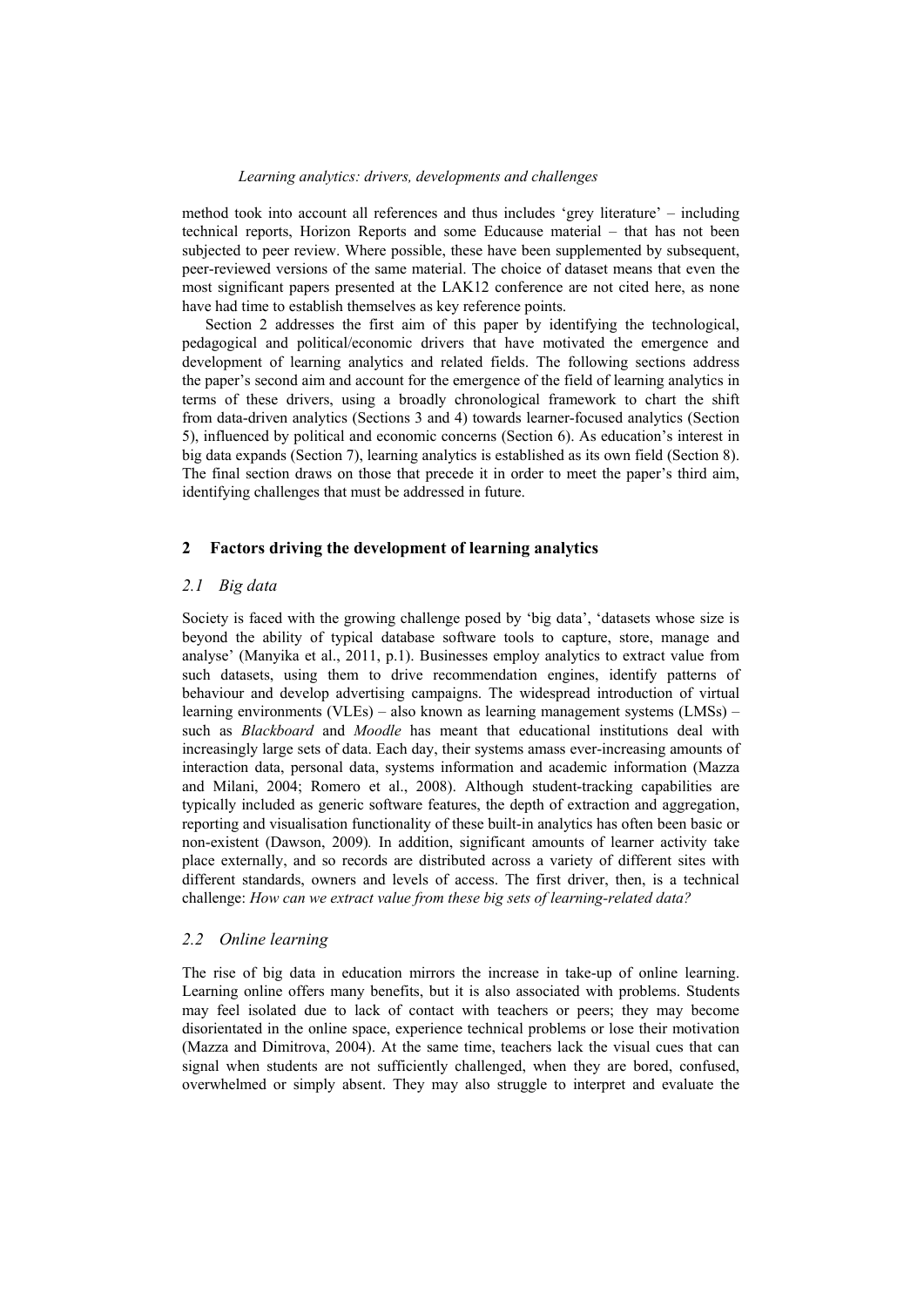method took into account all references and thus includes 'grey literature' – including technical reports, Horizon Reports and some Educause material – that has not been subjected to peer review. Where possible, these have been supplemented by subsequent, peer-reviewed versions of the same material. The choice of dataset means that even the most significant papers presented at the LAK12 conference are not cited here, as none have had time to establish themselves as key reference points.

Section 2 addresses the first aim of this paper by identifying the technological, pedagogical and political/economic drivers that have motivated the emergence and development of learning analytics and related fields. The following sections address the paper's second aim and account for the emergence of the field of learning analytics in terms of these drivers, using a broadly chronological framework to chart the shift from data-driven analytics (Sections 3 and 4) towards learner-focused analytics (Section 5), influenced by political and economic concerns (Section 6). As education's interest in big data expands (Section 7), learning analytics is established as its own field (Section 8). The final section draws on those that precede it in order to meet the paper's third aim, identifying challenges that must be addressed in future.

## 2 Factors driving the development of learning analytics

### *2.1 Big data*

Society is faced with the growing challenge posed by 'big data', 'datasets whose size is beyond the ability of typical database software tools to capture, store, manage and analyse' (Manyika et al., 2011, p.1). Businesses employ analytics to extract value from such datasets, using them to drive recommendation engines, identify patterns of behaviour and develop advertising campaigns. The widespread introduction of virtual learning environments (VLEs) – also known as learning management systems (LMSs) – such as *Blackboard* and *Moodle* has meant that educational institutions deal with increasingly large sets of data. Each day, their systems amass ever-increasing amounts of interaction data, personal data, systems information and academic information (Mazza and Milani, 2004; Romero et al., 2008). Although student-tracking capabilities are typically included as generic software features, the depth of extraction and aggregation, reporting and visualisation functionality of these built-in analytics has often been basic or non-existent (Dawson, 2009). In addition, significant amounts of learner activity take place externally, and so records are distributed across a variety of different sites with different standards, owners and levels of access. The first driver, then, is a technical challenge: *How can we extract value from these big sets of learning-related data?*

### *2.2 Online learning*

The rise of big data in education mirrors the increase in take-up of online learning. Learning online offers many benefits, but it is also associated with problems. Students may feel isolated due to lack of contact with teachers or peers; they may become disorientated in the online space, experience technical problems or lose their motivation (Mazza and Dimitrova, 2004). At the same time, teachers lack the visual cues that can signal when students are not sufficiently challenged, when they are bored, confused, overwhelmed or simply absent. They may also struggle to interpret and evaluate the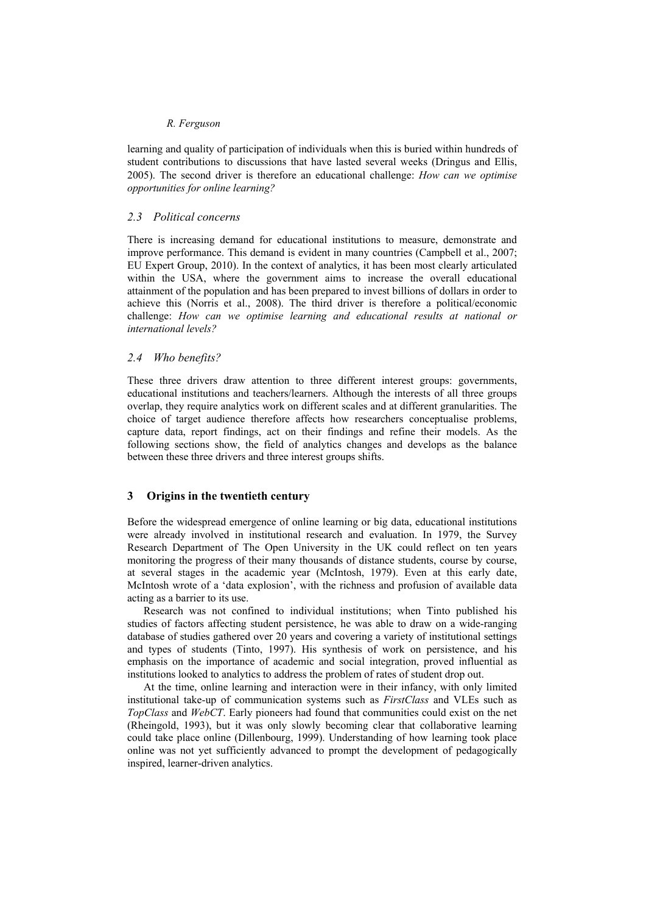learning and quality of participation of individuals when this is buried within hundreds of student contributions to discussions that have lasted several weeks (Dringus and Ellis, 2005). The second driver is therefore an educational challenge: *How can we optimise opportunities for online learning?*

### 2.3 Political concerns

There is increasing demand for educational institutions to measure, demonstrate and improve performance. This demand is evident in many countries (Campbell et al., 2007; EU Expert Group, 2010). In the context of analytics, it has been most clearly articulated within the USA, where the government aims to increase the overall educational attainment of the population and has been prepared to invest billions of dollars in order to achieve this (Norris et al., 2008). The third driver is therefore a political/economic challenge: *How can we optimise learning and educational results at national or international levels?*

### 2.4 Who benefits?

These three drivers draw attention to three different interest groups: governments, educational institutions and teachers/learners. Although the interests of all three groups overlap, they require analytics work on different scales and at different granularities. The choice of target audience therefore affects how researchers conceptualise problems, capture data, report findings, act on their findings and refine their models. As the following sections show, the field of analytics changes and develops as the balance between these three drivers and three interest groups shifts.

## 3 Origins in the twentieth century

Before the widespread emergence of online learning or big data, educational institutions were already involved in institutional research and evaluation. In 1979, the Survey Research Department of The Open University in the UK could reflect on ten years monitoring the progress of their many thousands of distance students, course by course, at several stages in the academic year (McIntosh, 1979). Even at this early date, McIntosh wrote of a 'data explosion', with the richness and profusion of available data acting as a barrier to its use.

Research was not confined to individual institutions; when Tinto published his studies of factors affecting student persistence, he was able to draw on a wide-ranging database of studies gathered over 20 years and covering a variety of institutional settings and types of students (Tinto, 1997). His synthesis of work on persistence, and his emphasis on the importance of academic and social integration, proved influential as institutions looked to analytics to address the problem of rates of student drop out.

At the time, online learning and interaction were in their infancy, with only limited institutional take-up of communication systems such as *FirstClass* and VLEs such as *TopClass* and *WebCT*. Early pioneers had found that communities could exist on the net (Rheingold, 1993), but it was only slowly becoming clear that collaborative learning could take place online (Dillenbourg, 1999). Understanding of how learning took place online was not yet sufficiently advanced to prompt the development of pedagogically inspired, learner-driven analytics.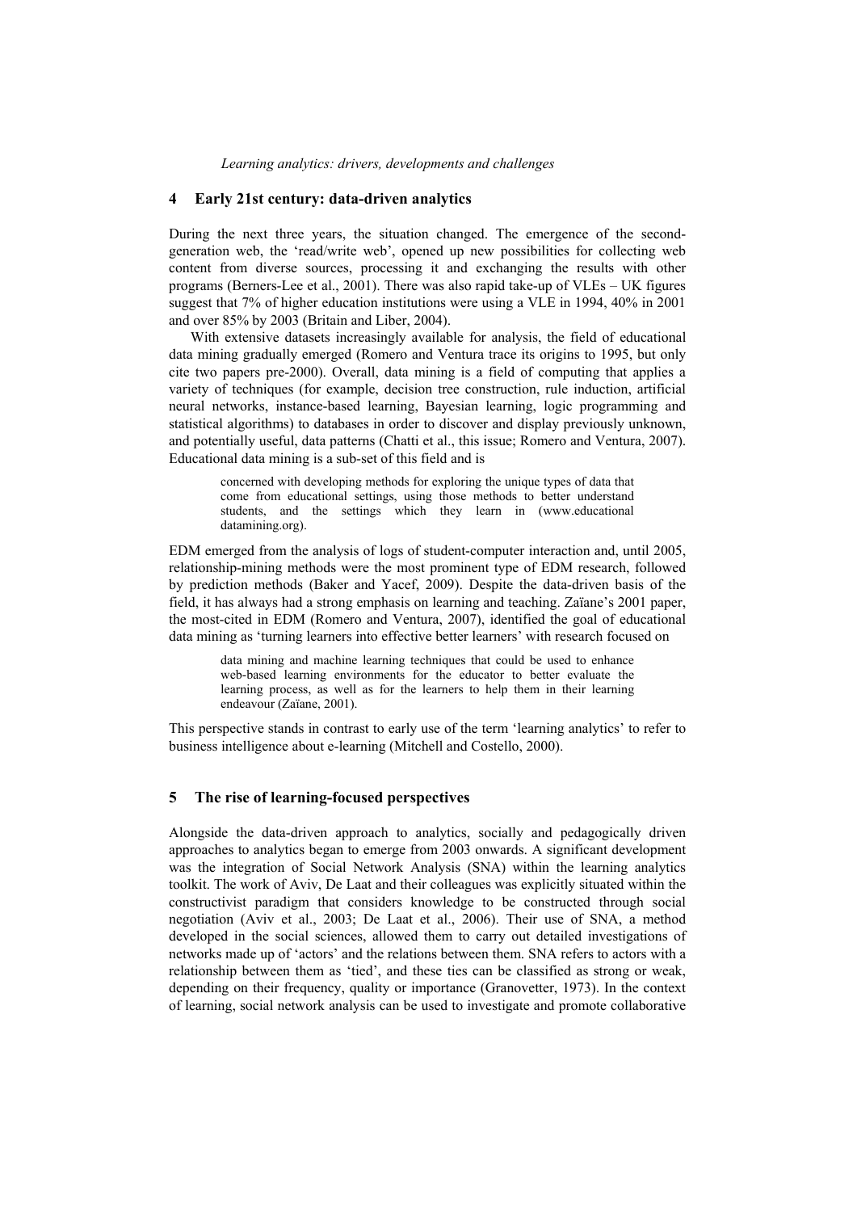## 4 Early 21st century: data-driven analytics

During the next three years, the situation changed. The emergence of the second-generation web, the 'read/write web', opened up new possibilities for collecting web content from diverse sources, processing it and exchanging the results with other programs (Berners-Lee et al., 2001). There was also rapid take-up of VLEs – UK figures suggest that 7% of higher education institutions were using a VLE in 1994, 40% in 2001 and over 85% by 2003 (Britain and Liber, 2004).

With extensive datasets increasingly available for analysis, the field of educational data mining gradually emerged (Romero and Ventura trace its origins to 1995, but only cite two papers pre-2000). Overall, data mining is a field of computing that applies a variety of techniques (for example, decision tree construction, rule induction, artificial neural networks, instance-based learning, Bayesian learning, logic programming and statistical algorithms) to databases in order to discover and display previously unknown, and potentially useful, data patterns (Chatti et al., this issue; Romero and Ventura, 2007). Educational data mining is a sub-set of this field and is

> concerned with developing methods for exploring the unique types of data that come from educational settings, using those methods to better understand students, and the settings which they learn in (www.educationaldatamining.org).

EDM emerged from the analysis of logs of student-computer interaction and, until 2005, relationship-mining methods were the most prominent type of EDM research, followed by prediction methods (Baker and Yacef, 2009). Despite the data-driven basis of the field, it has always had a strong emphasis on learning and teaching. Zaïane's 2001 paper, the most-cited in EDM (Romero and Ventura, 2007), identified the goal of educational data mining as 'turning learners into effective better learners' with research focused on

> data mining and machine learning techniques that could be used to enhance web-based learning environments for the educator to better evaluate the learning process, as well as for the learners to help them in their learning endeavour (Zaïane, 2001).

This perspective stands in contrast to early use of the term 'learning analytics' to refer to business intelligence about e-learning (Mitchell and Costello, 2000).

## 5 The rise of learning-focused perspectives

Alongside the data-driven approach to analytics, socially and pedagogically driven approaches to analytics began to emerge from 2003 onwards. A significant development was the integration of Social Network Analysis (SNA) within the learning analytics toolkit. The work of Aviv, De Laat and their colleagues was explicitly situated within the constructivist paradigm that considers knowledge to be constructed through social negotiation (Aviv et al., 2003; De Laat et al., 2006). Their use of SNA, a method developed in the social sciences, allowed them to carry out detailed investigations of networks made up of 'actors' and the relations between them. SNA refers to actors with a relationship between them as 'tied', and these ties can be classified as strong or weak, depending on their frequency, quality or importance (Granovetter, 1973). In the context of learning, social network analysis can be used to investigate and promote collaborative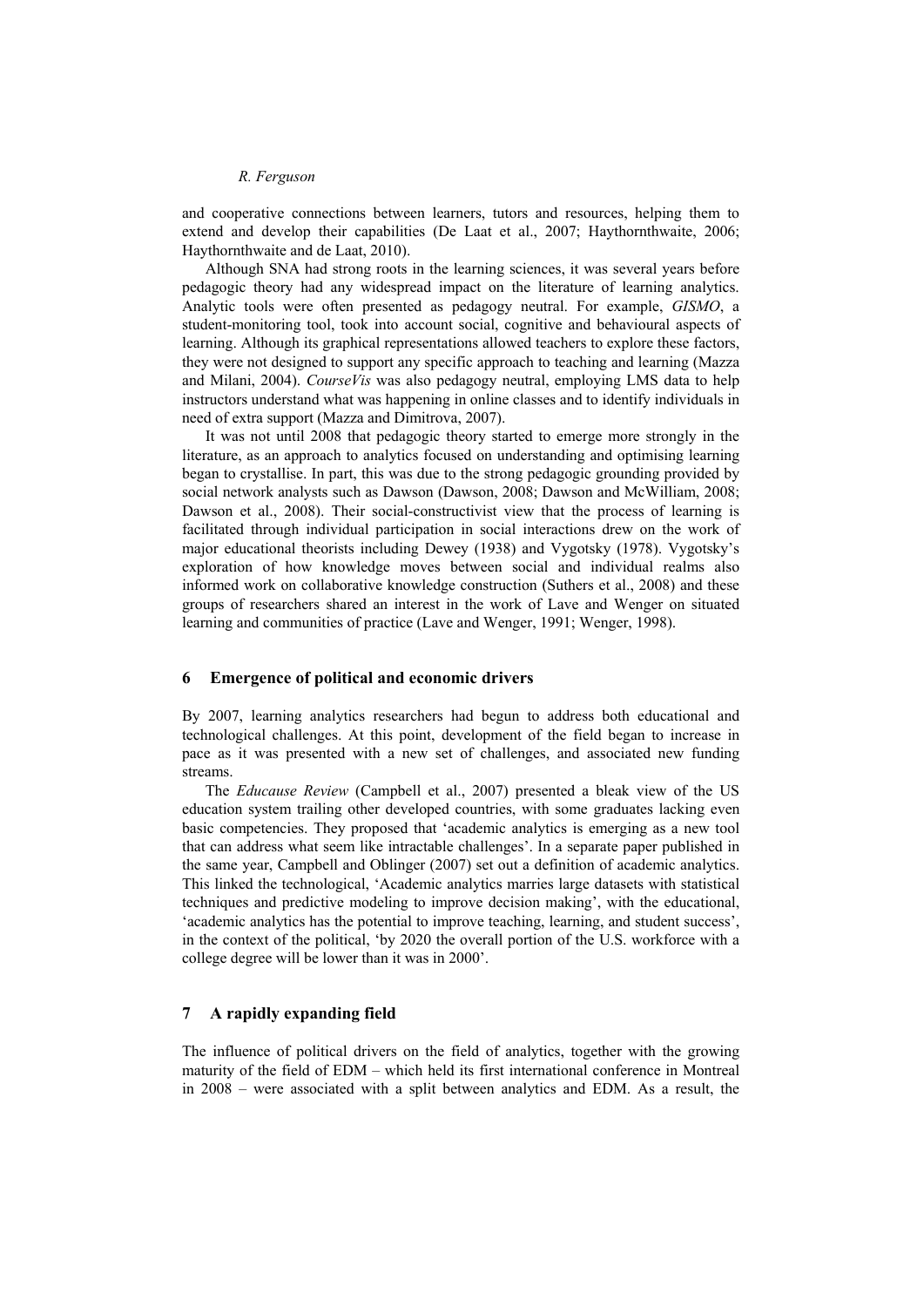and cooperative connections between learners, tutors and resources, helping them to extend and develop their capabilities (De Laat et al., 2007; Haythornthwaite, 2006; Haythornthwaite and de Laat, 2010).

Although SNA had strong roots in the learning sciences, it was several years before pedagogic theory had any widespread impact on the literature of learning analytics. Analytic tools were often presented as pedagogy neutral. For example, *GISMO*, a student-monitoring tool, took into account social, cognitive and behavioural aspects of learning. Although its graphical representations allowed teachers to explore these factors, they were not designed to support any specific approach to teaching and learning (Mazza and Milani, 2004). *CourseVis* was also pedagogy neutral, employing LMS data to help instructors understand what was happening in online classes and to identify individuals in need of extra support (Mazza and Dimitrova, 2007).

It was not until 2008 that pedagogic theory started to emerge more strongly in the literature, as an approach to analytics focused on understanding and optimising learning began to crystallise. In part, this was due to the strong pedagogic grounding provided by social network analysts such as Dawson (Dawson, 2008; Dawson and McWilliam, 2008; Dawson et al., 2008). Their social-constructivist view that the process of learning is facilitated through individual participation in social interactions drew on the work of major educational theorists including Dewey (1938) and Vygotsky (1978). Vygotsky's exploration of how knowledge moves between social and individual realms also informed work on collaborative knowledge construction (Suthers et al., 2008) and these groups of researchers shared an interest in the work of Lave and Wenger on situated learning and communities of practice (Lave and Wenger, 1991; Wenger, 1998).

## 6 Emergence of political and economic drivers

By 2007, learning analytics researchers had begun to address both educational and technological challenges. At this point, development of the field began to increase in pace as it was presented with a new set of challenges, and associated new funding streams.

The *Educause Review* (Campbell et al., 2007) presented a bleak view of the US education system trailing other developed countries, with some graduates lacking even basic competencies. They proposed that 'academic analytics is emerging as a new tool that can address what seem like intractable challenges'. In a separate paper published in the same year, Campbell and Oblinger (2007) set out a definition of academic analytics. This linked the technological, 'Academic analytics marries large datasets with statistical techniques and predictive modeling to improve decision making', with the educational, 'academic analytics has the potential to improve teaching, learning, and student success', in the context of the political, 'by 2020 the overall portion of the U.S. workforce with a college degree will be lower than it was in 2000'.

## 7 A rapidly expanding field

The influence of political drivers on the field of analytics, together with the growing maturity of the field of EDM – which held its first international conference in Montreal in 2008 – were associated with a split between analytics and EDM. As a result, the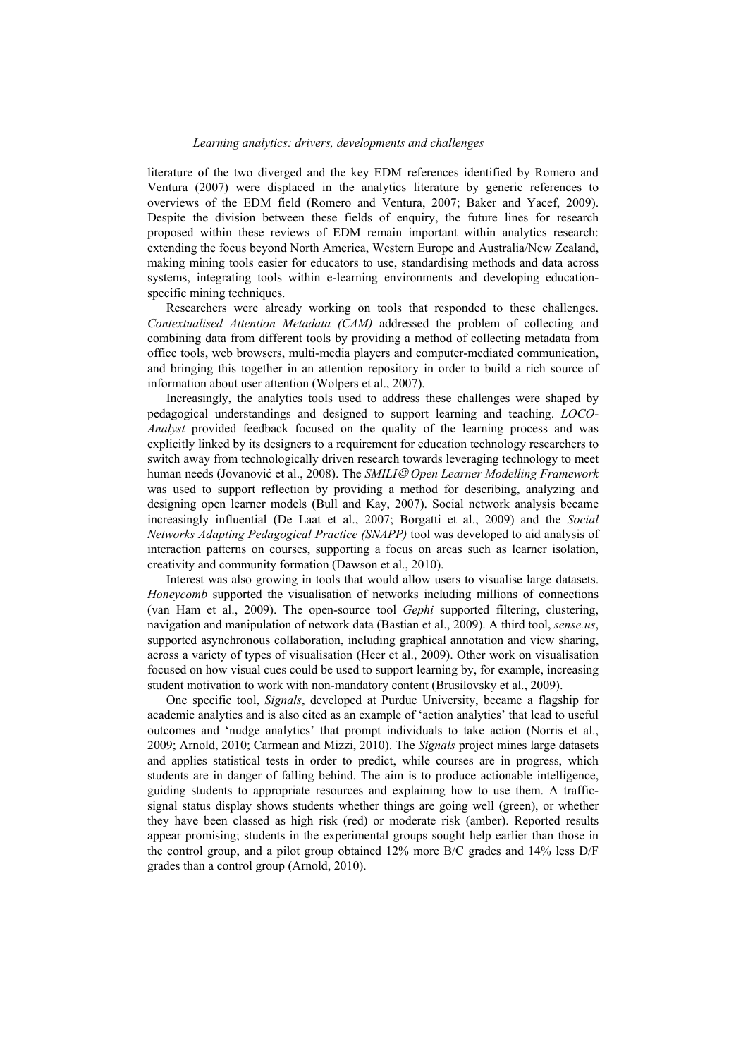literature of the two diverged and the key EDM references identified by Romero and Ventura (2007) were displaced in the analytics literature by generic references to overviews of the EDM field (Romero and Ventura, 2007; Baker and Yacef, 2009). Despite the division between these fields of enquiry, the future lines for research proposed within these reviews of EDM remain important within analytics research: extending the focus beyond North America, Western Europe and Australia/New Zealand, making mining tools easier for educators to use, standardising methods and data across systems, integrating tools within e-learning environments and developing education-specific mining techniques.

Researchers were already working on tools that responded to these challenges. *Contextualised Attention Metadata (CAM)* addressed the problem of collecting and combining data from different tools by providing a method of collecting metadata from office tools, web browsers, multi-media players and computer-mediated communication, and bringing this together in an attention repository in order to build a rich source of information about user attention (Wolpers et al., 2007).

Increasingly, the analytics tools used to address these challenges were shaped by pedagogical understandings and designed to support learning and teaching. *LOCO-Analyst* provided feedback focused on the quality of the learning process and was explicitly linked by its designers to a requirement for education technology researchers to switch away from technologically driven research towards leveraging technology to meet human needs (Jovanović et al., 2008). The *SMILI☺ Open Learner Modelling Framework* was used to support reflection by providing a method for describing, analyzing and designing open learner models (Bull and Kay, 2007). Social network analysis became increasingly influential (De Laat et al., 2007; Borgatti et al., 2009) and the *Social Networks Adapting Pedagogical Practice (SNAPP)* tool was developed to aid analysis of interaction patterns on courses, supporting a focus on areas such as learner isolation, creativity and community formation (Dawson et al., 2010).

Interest was also growing in tools that would allow users to visualise large datasets. *Honeycomb* supported the visualisation of networks including millions of connections (van Ham et al., 2009). The open-source tool *Gephi* supported filtering, clustering, navigation and manipulation of network data (Bastian et al., 2009). A third tool, *sense.us*, supported asynchronous collaboration, including graphical annotation and view sharing, across a variety of types of visualisation (Heer et al., 2009). Other work on visualisation focused on how visual cues could be used to support learning by, for example, increasing student motivation to work with non-mandatory content (Brusilovsky et al., 2009).

One specific tool, *Signals*, developed at Purdue University, became a flagship for academic analytics and is also cited as an example of 'action analytics' that lead to useful outcomes and 'nudge analytics' that prompt individuals to take action (Norris et al., 2009; Arnold, 2010; Carmean and Mizzi, 2010). The *Signals* project mines large datasets and applies statistical tests in order to predict, while courses are in progress, which students are in danger of falling behind. The aim is to produce actionable intelligence, guiding students to appropriate resources and explaining how to use them. A traffic-signal status display shows students whether things are going well (green), or whether they have been classed as high risk (red) or moderate risk (amber). Reported results appear promising; students in the experimental groups sought help earlier than those in the control group, and a pilot group obtained 12% more B/C grades and 14% less D/F grades than a control group (Arnold, 2010).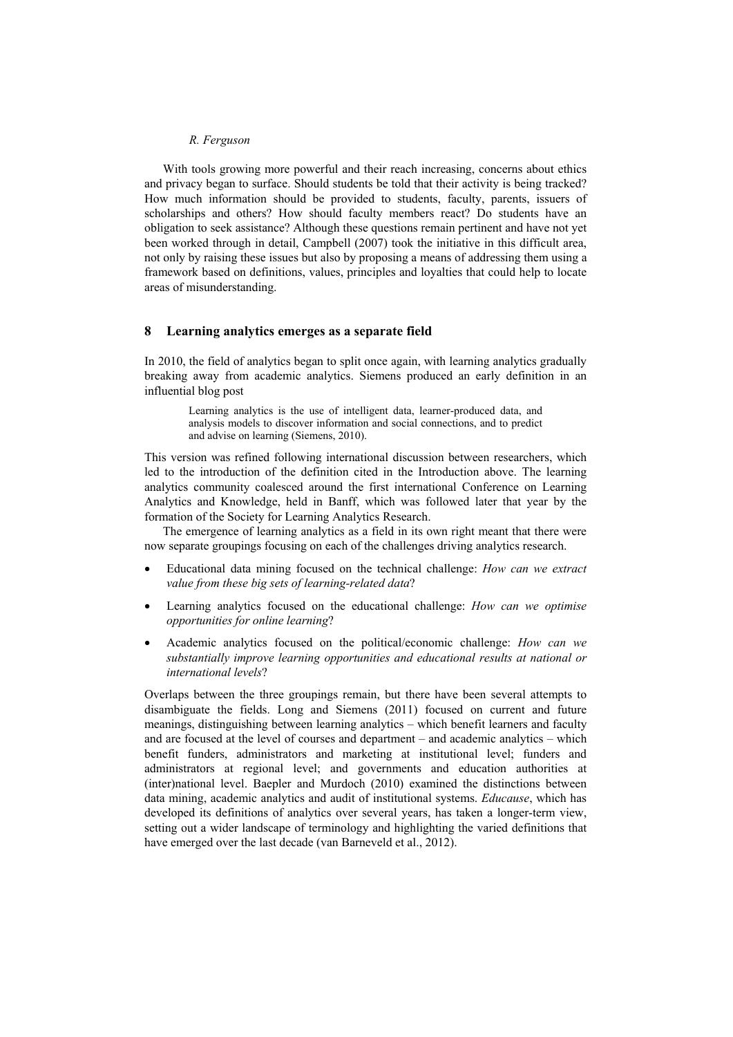With tools growing more powerful and their reach increasing, concerns about ethics and privacy began to surface. Should students be told that their activity is being tracked? How much information should be provided to students, faculty, parents, issuers of scholarships and others? How should faculty members react? Do students have an obligation to seek assistance? Although these questions remain pertinent and have not yet been worked through in detail, Campbell (2007) took the initiative in this difficult area, not only by raising these issues but also by proposing a means of addressing them using a framework based on definitions, values, principles and loyalties that could help to locate areas of misunderstanding.

## 8 Learning analytics emerges as a separate field

In 2010, the field of analytics began to split once again, with learning analytics gradually breaking away from academic analytics. Siemens produced an early definition in an influential blog post

> Learning analytics is the use of intelligent data, learner-produced data, and analysis models to discover information and social connections, and to predict and advise on learning (Siemens, 2010).

This version was refined following international discussion between researchers, which led to the introduction of the definition cited in the Introduction above. The learning analytics community coalesced around the first international Conference on Learning Analytics and Knowledge, held in Banff, which was followed later that year by the formation of the Society for Learning Analytics Research.

The emergence of learning analytics as a field in its own right meant that there were now separate groupings focusing on each of the challenges driving analytics research.

- Educational data mining focused on the technical challenge: *How can we extract value from these big sets of learning-related data*?
- Learning analytics focused on the educational challenge: *How can we optimise opportunities for online learning*?
- Academic analytics focused on the political/economic challenge: *How can we substantially improve learning opportunities and educational results at national or international levels*?

Overlaps between the three groupings remain, but there have been several attempts to disambiguate the fields. Long and Siemens (2011) focused on current and future meanings, distinguishing between learning analytics – which benefit learners and faculty and are focused at the level of courses and department – and academic analytics – which benefit funders, administrators and marketing at institutional level; funders and administrators at regional level; and governments and education authorities at (inter)national level. Baepler and Murdoch (2010) examined the distinctions between data mining, academic analytics and audit of institutional systems. *Educause*, which has developed its definitions of analytics over several years, has taken a longer-term view, setting out a wider landscape of terminology and highlighting the varied definitions that have emerged over the last decade (van Barneveld et al., 2012).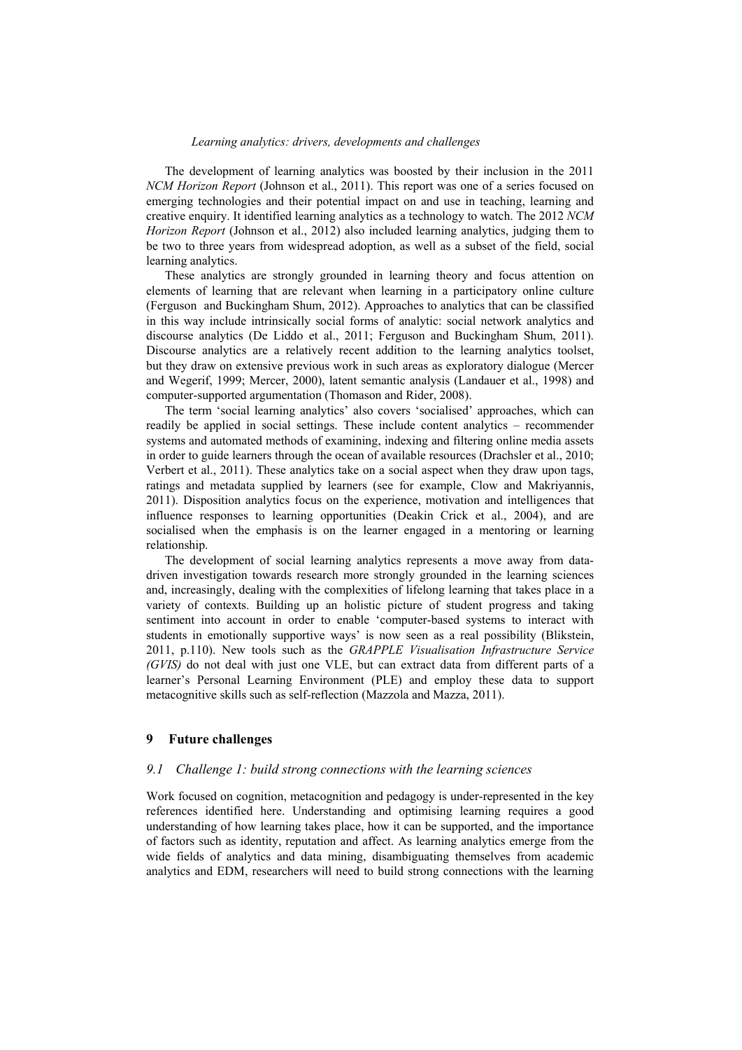The development of learning analytics was boosted by their inclusion in the 2011 *NCM Horizon Report* (Johnson et al., 2011). This report was one of a series focused on emerging technologies and their potential impact on and use in teaching, learning and creative enquiry. It identified learning analytics as a technology to watch. The 2012 *NCM Horizon Report* (Johnson et al., 2012) also included learning analytics, judging them to be two to three years from widespread adoption, as well as a subset of the field, social learning analytics.

These analytics are strongly grounded in learning theory and focus attention on elements of learning that are relevant when learning in a participatory online culture (Ferguson and Buckingham Shum, 2012). Approaches to analytics that can be classified in this way include intrinsically social forms of analytic: social network analytics and discourse analytics (De Liddo et al., 2011; Ferguson and Buckingham Shum, 2011). Discourse analytics are a relatively recent addition to the learning analytics toolset, but they draw on extensive previous work in such areas as exploratory dialogue (Mercer and Wegerif, 1999; Mercer, 2000), latent semantic analysis (Landauer et al., 1998) and computer-supported argumentation (Thomason and Rider, 2008).

The term 'social learning analytics' also covers 'socialised' approaches, which can readily be applied in social settings. These include content analytics – recommender systems and automated methods of examining, indexing and filtering online media assets in order to guide learners through the ocean of available resources (Drachsler et al., 2010; Verbert et al., 2011). These analytics take on a social aspect when they draw upon tags, ratings and metadata supplied by learners (see for example, Clow and Makriyannis, 2011). Disposition analytics focus on the experience, motivation and intelligences that influence responses to learning opportunities (Deakin Crick et al., 2004), and are socialised when the emphasis is on the learner engaged in a mentoring or learning relationship.

The development of social learning analytics represents a move away from data-driven investigation towards research more strongly grounded in the learning sciences and, increasingly, dealing with the complexities of lifelong learning that takes place in a variety of contexts. Building up an holistic picture of student progress and taking sentiment into account in order to enable 'computer-based systems to interact with students in emotionally supportive ways' is now seen as a real possibility (Blikstein, 2011, p.110). New tools such as the *GRAPPLE Visualisation Infrastructure Service (GVIS)* do not deal with just one VLE, but can extract data from different parts of a learner's Personal Learning Environment (PLE) and employ these data to support metacognitive skills such as self-reflection (Mazzola and Mazza, 2011).

## 9 Future challenges

### *9.1 Challenge 1: build strong connections with the learning sciences*

Work focused on cognition, metacognition and pedagogy is under-represented in the key references identified here. Understanding and optimising learning requires a good understanding of how learning takes place, how it can be supported, and the importance of factors such as identity, reputation and affect. As learning analytics emerge from the wide fields of analytics and data mining, disambiguating themselves from academic analytics and EDM, researchers will need to build strong connections with the learning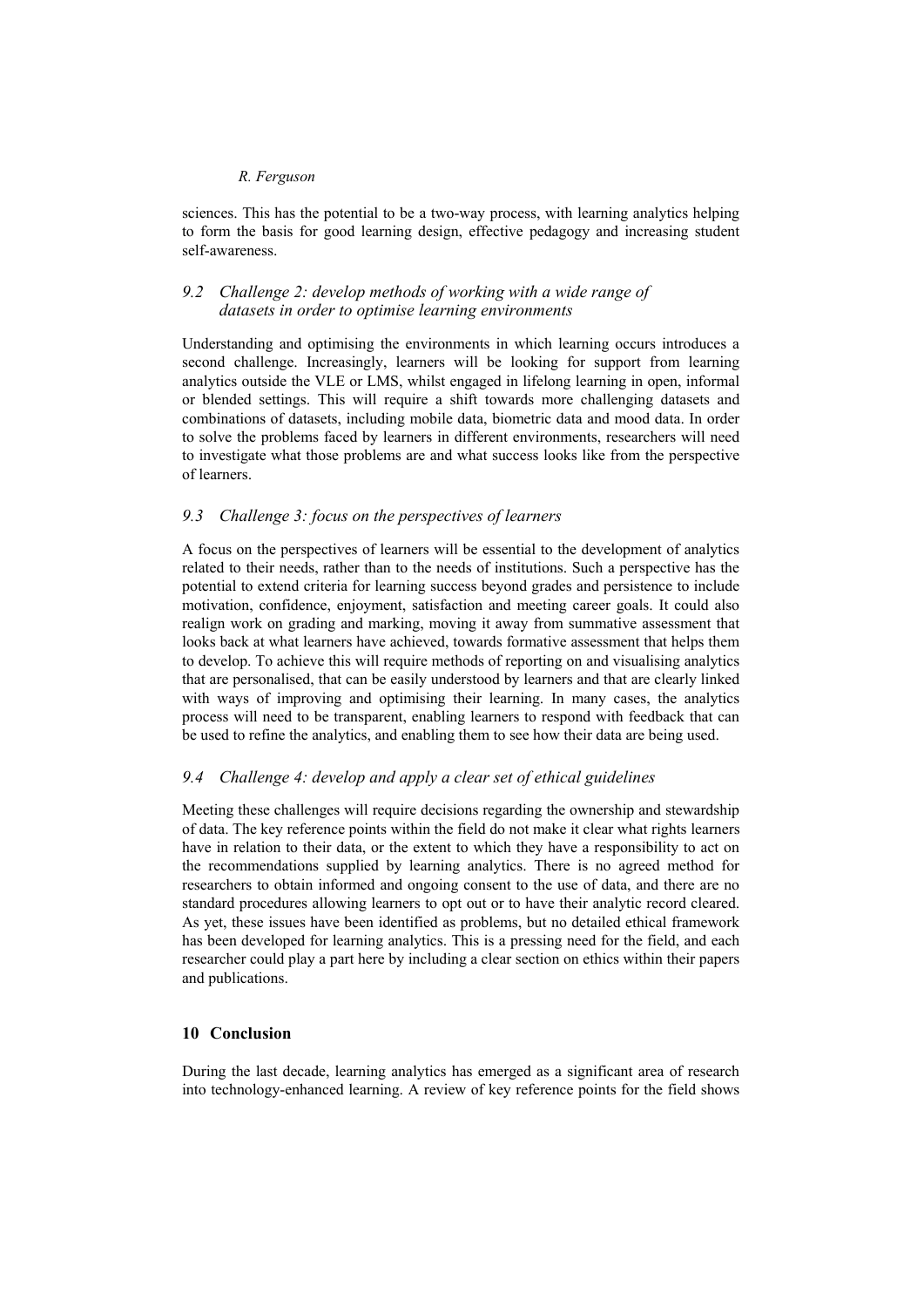sciences. This has the potential to be a two-way process, with learning analytics helping to form the basis for good learning design, effective pedagogy and increasing student self-awareness.

### *9.2 Challenge 2: develop methods of working with a wide range of datasets in order to optimise learning environments*

Understanding and optimising the environments in which learning occurs introduces a second challenge. Increasingly, learners will be looking for support from learning analytics outside the VLE or LMS, whilst engaged in lifelong learning in open, informal or blended settings. This will require a shift towards more challenging datasets and combinations of datasets, including mobile data, biometric data and mood data. In order to solve the problems faced by learners in different environments, researchers will need to investigate what those problems are and what success looks like from the perspective of learners.

### *9.3 Challenge 3: focus on the perspectives of learners*

A focus on the perspectives of learners will be essential to the development of analytics related to their needs, rather than to the needs of institutions. Such a perspective has the potential to extend criteria for learning success beyond grades and persistence to include motivation, confidence, enjoyment, satisfaction and meeting career goals. It could also realign work on grading and marking, moving it away from summative assessment that looks back at what learners have achieved, towards formative assessment that helps them to develop. To achieve this will require methods of reporting on and visualising analytics that are personalised, that can be easily understood by learners and that are clearly linked with ways of improving and optimising their learning. In many cases, the analytics process will need to be transparent, enabling learners to respond with feedback that can be used to refine the analytics, and enabling them to see how their data are being used.

### *9.4 Challenge 4: develop and apply a clear set of ethical guidelines*

Meeting these challenges will require decisions regarding the ownership and stewardship of data. The key reference points within the field do not make it clear what rights learners have in relation to their data, or the extent to which they have a responsibility to act on the recommendations supplied by learning analytics. There is no agreed method for researchers to obtain informed and ongoing consent to the use of data, and there are no standard procedures allowing learners to opt out or to have their analytic record cleared. As yet, these issues have been identified as problems, but no detailed ethical framework has been developed for learning analytics. This is a pressing need for the field, and each researcher could play a part here by including a clear section on ethics within their papers and publications.

## 10 Conclusion

During the last decade, learning analytics has emerged as a significant area of research into technology-enhanced learning. A review of key reference points for the field shows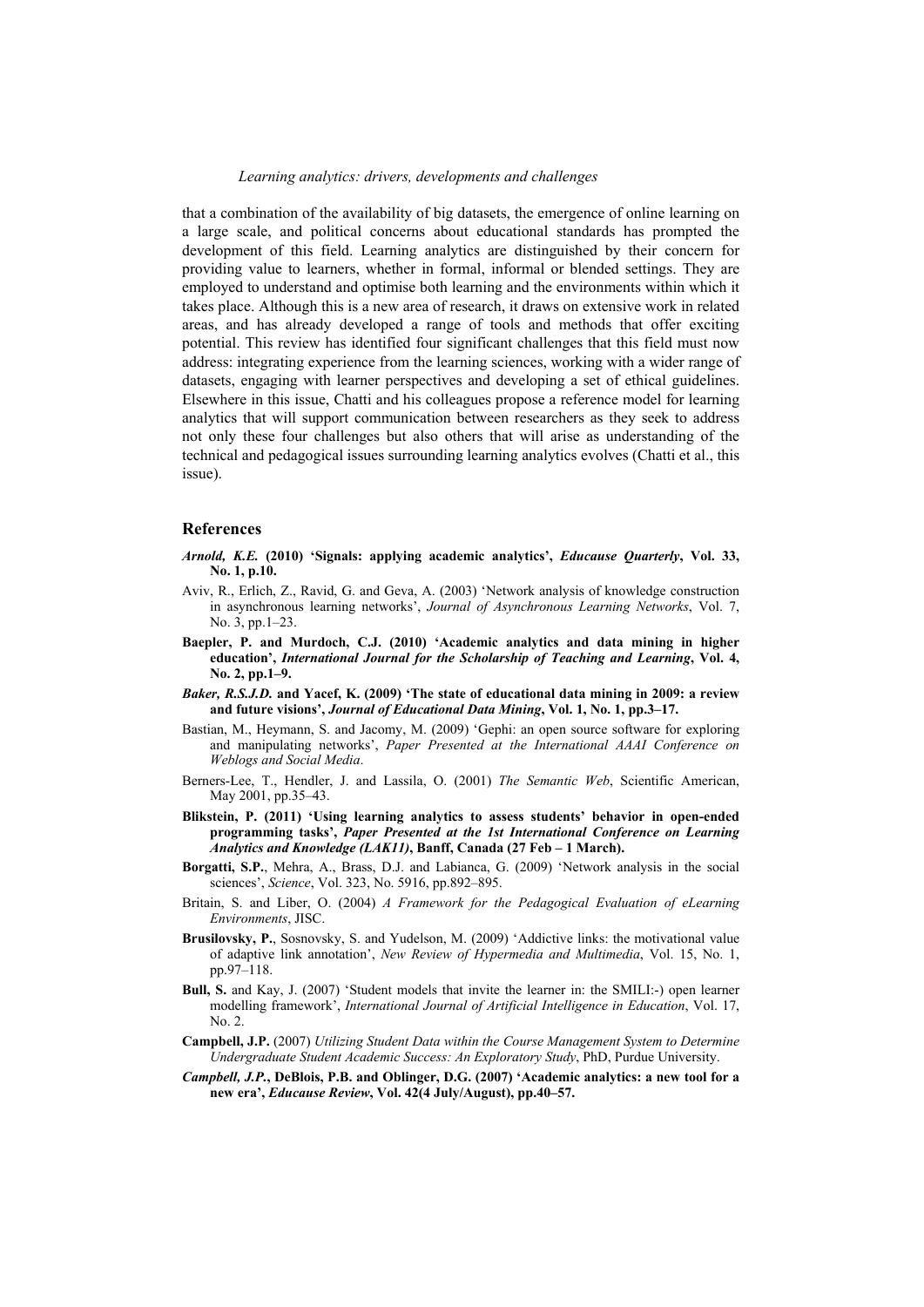that a combination of the availability of big datasets, the emergence of online learning on a large scale, and political concerns about educational standards has prompted the development of this field. Learning analytics are distinguished by their concern for providing value to learners, whether in formal, informal or blended settings. They are employed to understand and optimise both learning and the environments within which it takes place. Although this is a new area of research, it draws on extensive work in related areas, and has already developed a range of tools and methods that offer exciting potential. This review has identified four significant challenges that this field must now address: integrating experience from the learning sciences, working with a wider range of datasets, engaging with learner perspectives and developing a set of ethical guidelines. Elsewhere in this issue, Chatti and his colleagues propose a reference model for learning analytics that will support communication between researchers as they seek to address not only these four challenges but also others that will arise as understanding of the technical and pedagogical issues surrounding learning analytics evolves (Chatti et al., this issue).

## References

***Arnold, K.E.* (2010) 'Signals: applying academic analytics', *Educause Quarterly*, Vol. 33, No. 1, p.10.**

Aviv, R., Erlich, Z., Ravid, G. and Geva, A. (2003) 'Network analysis of knowledge construction in asynchronous learning networks', *Journal of Asynchronous Learning Networks*, Vol. 7, No. 3, pp.1–23.

**Baepler, P. and Murdoch, C.J. (2010) 'Academic analytics and data mining in higher education', *International Journal for the Scholarship of Teaching and Learning*, Vol. 4, No. 2, pp.1–9.**

***Baker, R.S.J.D.* and Yacef, K. (2009) 'The state of educational data mining in 2009: a review and future visions', *Journal of Educational Data Mining*, Vol. 1, No. 1, pp.3–17.**

Bastian, M., Heymann, S. and Jacomy, M. (2009) 'Gephi: an open source software for exploring and manipulating networks', *Paper Presented at the International AAAI Conference on Weblogs and Social Media*.

Berners-Lee, T., Hendler, J. and Lassila, O. (2001) *The Semantic Web*, Scientific American, May 2001, pp.35–43.

**Blikstein, P. (2011) 'Using learning analytics to assess students' behavior in open-ended programming tasks', *Paper Presented at the 1st International Conference on Learning Analytics and Knowledge (LAK11)*, Banff, Canada (27 Feb – 1 March).**

**Borgatti, S.P.**, Mehra, A., Brass, D.J. and Labianca, G. (2009) 'Network analysis in the social sciences', *Science*, Vol. 323, No. 5916, pp.892–895.

Britain, S. and Liber, O. (2004) *A Framework for the Pedagogical Evaluation of eLearning Environments*, JISC.

**Brusilovsky, P.**, Sosnovsky, S. and Yudelson, M. (2009) 'Addictive links: the motivational value of adaptive link annotation', *New Review of Hypermedia and Multimedia*, Vol. 15, No. 1, pp.97–118.

**Bull, S.** and Kay, J. (2007) 'Student models that invite the learner in: the SMILI:-) open learner modelling framework', *International Journal of Artificial Intelligence in Education*, Vol. 17, No. 2.

**Campbell, J.P.** (2007) *Utilizing Student Data within the Course Management System to Determine Undergraduate Student Academic Success: An Exploratory Study*, PhD, Purdue University.

***Campbell, J.P.*, DeBlois, P.B. and Oblinger, D.G. (2007) 'Academic analytics: a new tool for a new era', *Educause Review*, Vol. 42(4 July/August), pp.40–57.**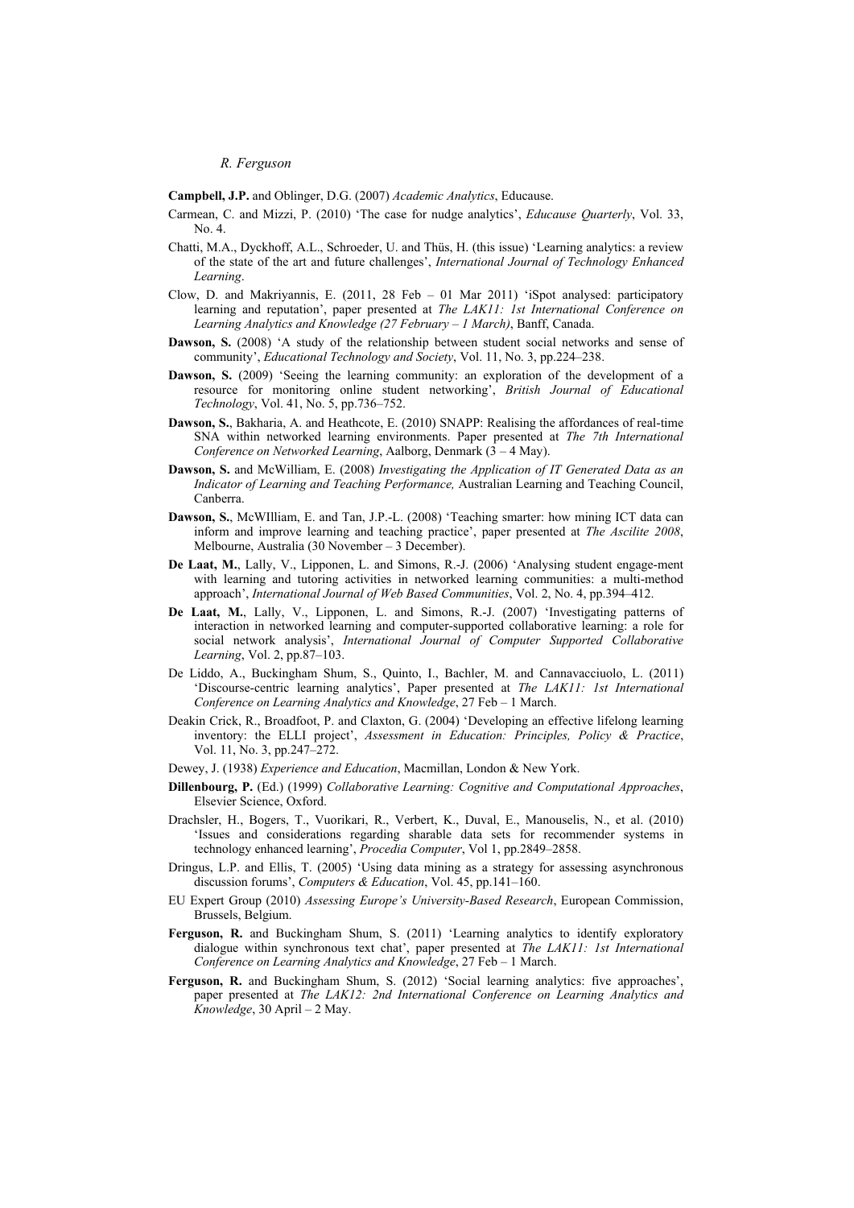**Campbell, J.P.** and Oblinger, D.G. (2007) *Academic Analytics*, Educause.

Carmean, C. and Mizzi, P. (2010) 'The case for nudge analytics', *Educause Quarterly*, Vol. 33, No. 4.

Chatti, M.A., Dyckhoff, A.L., Schroeder, U. and Thüs, H. (this issue) 'Learning analytics: a review of the state of the art and future challenges', *International Journal of Technology Enhanced Learning*.

Clow, D. and Makriyannis, E. (2011, 28 Feb – 01 Mar 2011) 'iSpot analysed: participatory learning and reputation', paper presented at *The LAK11: 1st International Conference on Learning Analytics and Knowledge (27 February – 1 March)*, Banff, Canada.

**Dawson, S.** (2008) 'A study of the relationship between student social networks and sense of community', *Educational Technology and Society*, Vol. 11, No. 3, pp.224–238.

**Dawson, S.** (2009) 'Seeing the learning community: an exploration of the development of a resource for monitoring online student networking', *British Journal of Educational Technology*, Vol. 41, No. 5, pp.736–752.

**Dawson, S.**, Bakharia, A. and Heathcote, E. (2010) SNAPP: Realising the affordances of real-time SNA within networked learning environments. Paper presented at *The 7th International Conference on Networked Learning*, Aalborg, Denmark (3 – 4 May).

**Dawson, S.** and McWilliam, E. (2008) *Investigating the Application of IT Generated Data as an Indicator of Learning and Teaching Performance,* Australian Learning and Teaching Council, Canberra.

**Dawson, S.**, McWIlliam, E. and Tan, J.P.-L. (2008) 'Teaching smarter: how mining ICT data can inform and improve learning and teaching practice', paper presented at *The Ascilite 2008*, Melbourne, Australia (30 November – 3 December).

**De Laat, M.**, Lally, V., Lipponen, L. and Simons, R.-J. (2006) 'Analysing student engage-ment with learning and tutoring activities in networked learning communities: a multi-method approach', *International Journal of Web Based Communities*, Vol. 2, No. 4, pp.394–412.

**De Laat, M.**, Lally, V., Lipponen, L. and Simons, R.-J. (2007) 'Investigating patterns of interaction in networked learning and computer-supported collaborative learning: a role for social network analysis', *International Journal of Computer Supported Collaborative Learning*, Vol. 2, pp.87–103.

De Liddo, A., Buckingham Shum, S., Quinto, I., Bachler, M. and Cannavacciuolo, L. (2011) 'Discourse-centric learning analytics', Paper presented at *The LAK11: 1st International Conference on Learning Analytics and Knowledge*, 27 Feb – 1 March.

Deakin Crick, R., Broadfoot, P. and Claxton, G. (2004) 'Developing an effective lifelong learning inventory: the ELLI project', *Assessment in Education: Principles, Policy & Practice*, Vol. 11, No. 3, pp.247–272.

Dewey, J. (1938) *Experience and Education*, Macmillan, London & New York.

**Dillenbourg, P.** (Ed.) (1999) *Collaborative Learning: Cognitive and Computational Approaches*, Elsevier Science, Oxford.

Drachsler, H., Bogers, T., Vuorikari, R., Verbert, K., Duval, E., Manouselis, N., et al. (2010) 'Issues and considerations regarding sharable data sets for recommender systems in technology enhanced learning', *Procedia Computer*, Vol 1, pp.2849–2858.

Dringus, L.P. and Ellis, T. (2005) 'Using data mining as a strategy for assessing asynchronous discussion forums', *Computers & Education*, Vol. 45, pp.141–160.

EU Expert Group (2010) *Assessing Europe's University-Based Research*, European Commission, Brussels, Belgium.

**Ferguson, R.** and Buckingham Shum, S. (2011) 'Learning analytics to identify exploratory dialogue within synchronous text chat', paper presented at *The LAK11: 1st International Conference on Learning Analytics and Knowledge*, 27 Feb – 1 March.

**Ferguson, R.** and Buckingham Shum, S. (2012) 'Social learning analytics: five approaches', paper presented at *The LAK12: 2nd International Conference on Learning Analytics and Knowledge*, 30 April – 2 May.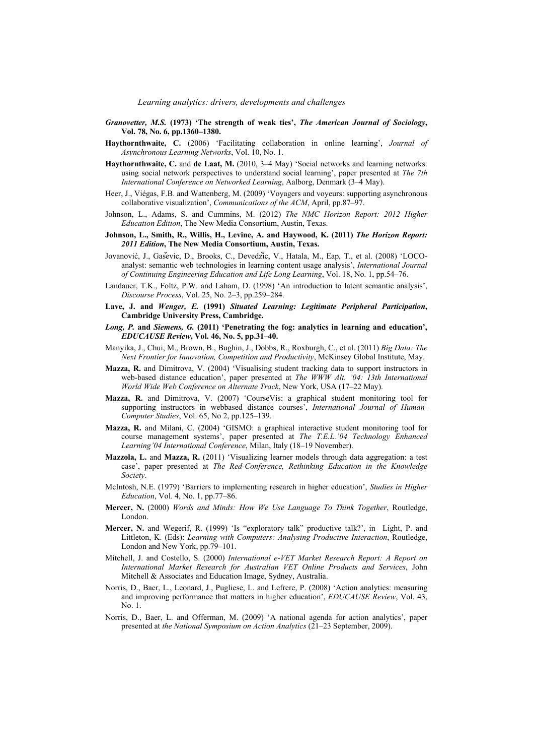***Granovetter, M.S.* (1973) 'The strength of weak ties', *The American Journal of Sociology*, Vol. 78, No. 6, pp.1360–1380.**

**Haythornthwaite, C.** (2006) 'Facilitating collaboration in online learning', *Journal of Asynchronous Learning Networks*, Vol. 10, No. 1.

**Haythornthwaite, C.** and **de Laat, M.** (2010, 3–4 May) 'Social networks and learning networks: using social network perspectives to understand social learning', paper presented at *The 7th International Conference on Networked Learning*, Aalborg, Denmark (3–4 May).

Heer, J., Viégas, F.B. and Wattenberg, M. (2009) 'Voyagers and voyeurs: supporting asynchronous collaborative visualization', *Communications of the ACM*, April, pp.87–97.

Johnson, L., Adams, S. and Cummins, M. (2012) *The NMC Horizon Report: 2012 Higher Education Edition*, The New Media Consortium, Austin, Texas.

**Johnson, L., Smith, R., Willis, H., Levine, A. and Haywood, K. (2011) *The Horizon Report: 2011 Edition*, The New Media Consortium, Austin, Texas.**

Jovanović, J., Gašević, D., Brooks, C., Devedžić, V., Hatala, M., Eap, T., et al. (2008) 'LOCO-analyst: semantic web technologies in learning content usage analysis', *International Journal of Continuing Engineering Education and Life Long Learning*, Vol. 18, No. 1, pp.54–76.

Landauer, T.K., Foltz, P.W. and Laham, D. (1998) 'An introduction to latent semantic analysis', *Discourse Process*, Vol. 25, No. 2–3, pp.259–284.

**Lave, J. and *Wenger, E.* (1991) *Situated Learning: Legitimate Peripheral Participation*, Cambridge University Press, Cambridge.**

***Long, P.* and *Siemens, G.* (2011) 'Penetrating the fog: analytics in learning and education', *EDUCAUSE Review*, Vol. 46, No. 5, pp.31–40.**

Manyika, J., Chui, M., Brown, B., Bughin, J., Dobbs, R., Roxburgh, C., et al. (2011) *Big Data: The Next Frontier for Innovation, Competition and Productivity*, McKinsey Global Institute, May.

**Mazza, R.** and Dimitrova, V. (2004) 'Visualising student tracking data to support instructors in web-based distance education', paper presented at *The WWW Alt. '04: 13th International World Wide Web Conference on Alternate Track*, New York, USA (17–22 May).

**Mazza, R.** and Dimitrova, V. (2007) 'CourseVis: a graphical student monitoring tool for supporting instructors in webbased distance courses', *International Journal of Human-Computer Studies*, Vol. 65, No 2, pp.125–139.

**Mazza, R.** and Milani, C. (2004) 'GISMO: a graphical interactive student monitoring tool for course management systems', paper presented at *The T.E.L.'04 Technology Enhanced Learning'04 International Conference*, Milan, Italy (18–19 November).

**Mazzola, L.** and **Mazza, R.** (2011) 'Visualizing learner models through data aggregation: a test case', paper presented at *The Red-Conference, Rethinking Education in the Knowledge Society*.

McIntosh, N.E. (1979) 'Barriers to implementing research in higher education', *Studies in Higher Education*, Vol. 4, No. 1, pp.77–86.

**Mercer, N.** (2000) *Words and Minds: How We Use Language To Think Together*, Routledge, London.

**Mercer, N.** and Wegerif, R. (1999) 'Is "exploratory talk" productive talk?', in Light, P. and Littleton, K. (Eds): *Learning with Computers: Analysing Productive Interaction*, Routledge, London and New York, pp.79–101.

Mitchell, J. and Costello, S. (2000) *International e-VET Market Research Report: A Report on International Market Research for Australian VET Online Products and Services*, John Mitchell & Associates and Education Image, Sydney, Australia.

Norris, D., Baer, L., Leonard, J., Pugliese, L. and Lefrere, P. (2008) 'Action analytics: measuring and improving performance that matters in higher education', *EDUCAUSE Review*, Vol. 43, No. 1.

Norris, D., Baer, L. and Offerman, M. (2009) 'A national agenda for action analytics', paper presented at *the National Symposium on Action Analytics* (21–23 September, 2009).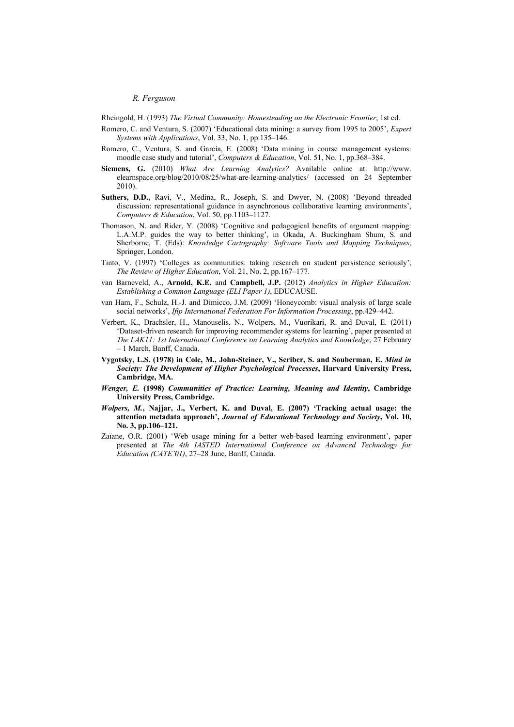Rheingold, H. (1993) *The Virtual Community: Homesteading on the Electronic Frontier*, 1st ed.

Romero, C. and Ventura, S. (2007) 'Educational data mining: a survey from 1995 to 2005', *Expert Systems with Applications*, Vol. 33, No. 1, pp.135–146.

Romero, C., Ventura, S. and García, E. (2008) 'Data mining in course management systems: moodle case study and tutorial', *Computers & Education*, Vol. 51, No. 1, pp.368–384.

**Siemens, G.** (2010) *What Are Learning Analytics?* Available online at: http://www.elearnspace.org/blog/2010/08/25/what-are-learning-analytics/ (accessed on 24 September 2010).

**Suthers, D.D.**, Ravi, V., Medina, R., Joseph, S. and Dwyer, N. (2008) 'Beyond threaded discussion: representational guidance in asynchronous collaborative learning environments', *Computers & Education*, Vol. 50, pp.1103–1127.

Thomason, N. and Rider, Y. (2008) 'Cognitive and pedagogical benefits of argument mapping: L.A.M.P. guides the way to better thinking', in Okada, A. Buckingham Shum, S. and Sherborne, T. (Eds): *Knowledge Cartography: Software Tools and Mapping Techniques*, Springer, London.

Tinto, V. (1997) 'Colleges as communities: taking research on student persistence seriously', *The Review of Higher Education*, Vol. 21, No. 2, pp.167–177.

van Barneveld, A., **Arnold, K.E.** and **Campbell, J.P.** (2012) *Analytics in Higher Education: Establishing a Common Language (ELI Paper 1)*, EDUCAUSE.

van Ham, F., Schulz, H.-J. and Dimicco, J.M. (2009) 'Honeycomb: visual analysis of large scale social networks', *Ifip International Federation For Information Processing*, pp.429–442.

Verbert, K., Drachsler, H., Manouselis, N., Wolpers, M., Vuorikari, R. and Duval, E. (2011) 'Dataset-driven research for improving recommender systems for learning', paper presented at *The LAK11: 1st International Conference on Learning Analytics and Knowledge*, 27 February – 1 March, Banff, Canada.

**Vygotsky, L.S. (1978) in Cole, M., John-Steiner, V., Scriber, S. and Souberman, E. *Mind in Society: The Development of Higher Psychological Processes*, Harvard University Press, Cambridge, MA.**

***Wenger, E.* (1998) *Communities of Practice: Learning, Meaning and Identity*, Cambridge University Press, Cambridge.**

***Wolpers, M.*, Najjar, J., Verbert, K. and Duval, E. (2007) 'Tracking actual usage: the attention metadata approach', *Journal of Educational Technology and Society*, Vol. 10, No. 3, pp.106–121.**

Zaïane, O.R. (2001) 'Web usage mining for a better web-based learning environment', paper presented at *The 4th IASTED International Conference on Advanced Technology for Education (CATE'01)*, 27–28 June, Banff, Canada.